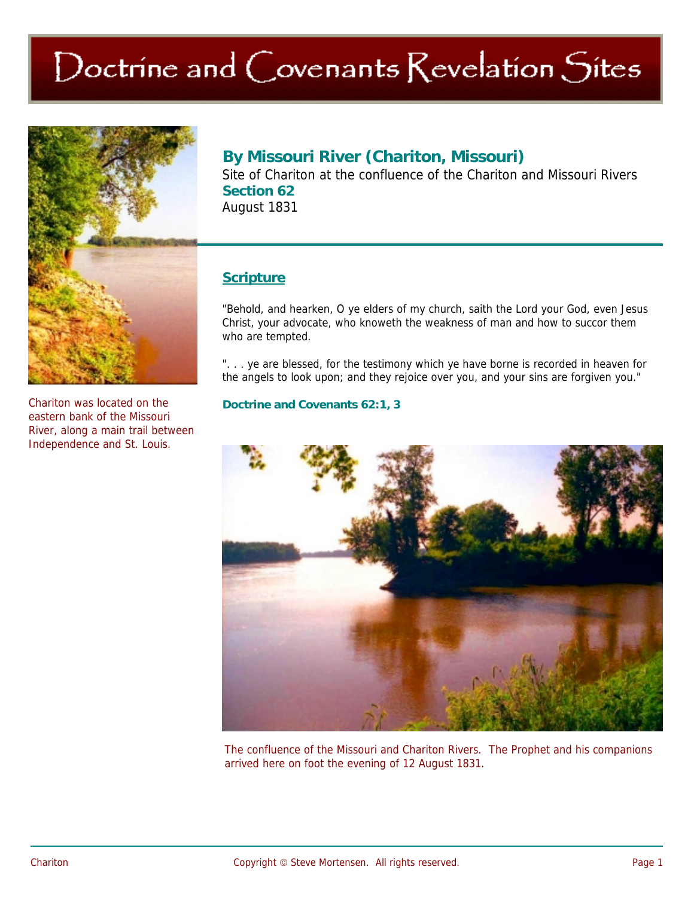# Doctrine and Covenants Revelation Sites

Chariton was located on the eastern bank of the Missouri River, along a main trail between Independence and St. Louis.

## By Missouri River (Chariton, Missouri)

Site of Chariton at the confluence of the Chariton and Missouri Rivers

**Section 62**

August 1831

### Scripture

"Behold, and hearken, O ye elders of my church, saith the Lord your God, even Jesus Christ, your advocate, who knoweth the weakness of man and how to succor them who are tempted.

". . . ye are blessed, for the testimony which ye have borne is recorded in heaven for the angels to look upon; and they rejoice over you, and your sins are forgiven you."

**Doctrine and Covenants 62:1, 3**

The confluence of the Missouri and Chariton Rivers. The Prophet and his companions arrived here on foot the evening of 12 August 1831.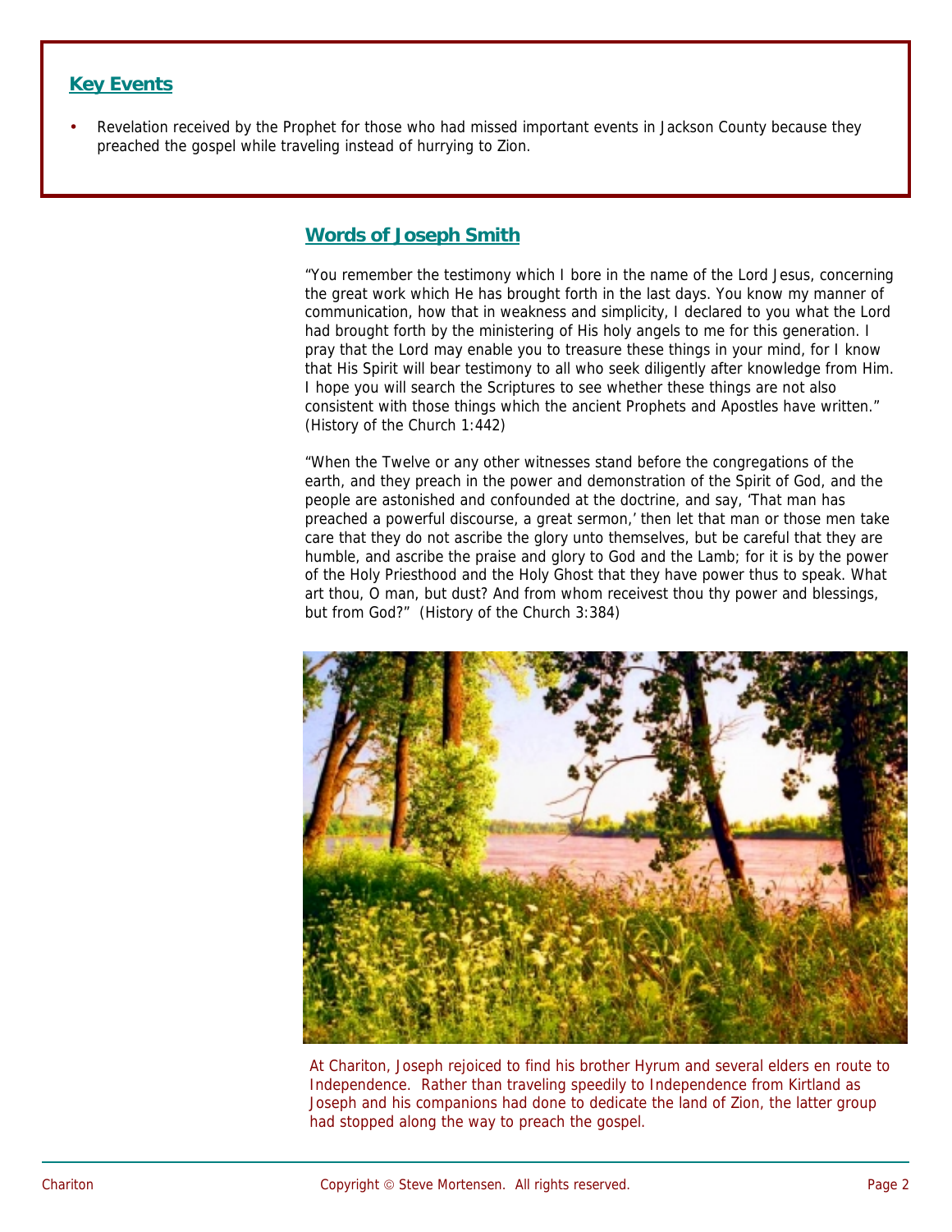## Key Events

- Revelation received by the Prophet for those who had missed important events in Jackson County because they preached the gospel while traveling instead of hurrying to Zion.

## Words of Joseph Smith

"You remember the testimony which I bore in the name of the Lord Jesus, concerning the great work which He has brought forth in the last days. You know my manner of communication, how that in weakness and simplicity, I declared to you what the Lord had brought forth by the ministering of His holy angels to me for this generation. I pray that the Lord may enable you to treasure these things in your mind, for I know that His Spirit will bear testimony to all who seek diligently after knowledge from Him. I hope you will search the Scriptures to see whether these things are not also consistent with those things which the ancient Prophets and Apostles have written." (History of the Church 1:442)

"When the Twelve or any other witnesses stand before the congregations of the earth, and they preach in the power and demonstration of the Spirit of God, and the people are astonished and confounded at the doctrine, and say, 'That man has preached a powerful discourse, a great sermon,' then let that man or those men take care that they do not ascribe the glory unto themselves, but be careful that they are humble, and ascribe the praise and glory to God and the Lamb; for it is by the power of the Holy Priesthood and the Holy Ghost that they have power thus to speak. What art thou, O man, but dust? And from whom receivest thou thy power and blessings, but from God?" (History of the Church 3:384)

At Chariton, Joseph rejoiced to find his brother Hyrum and several elders en route to Independence. Rather than traveling speedily to Independence from Kirtland as Joseph and his companions had done to dedicate the land of Zion, the latter group had stopped along the way to preach the gospel.